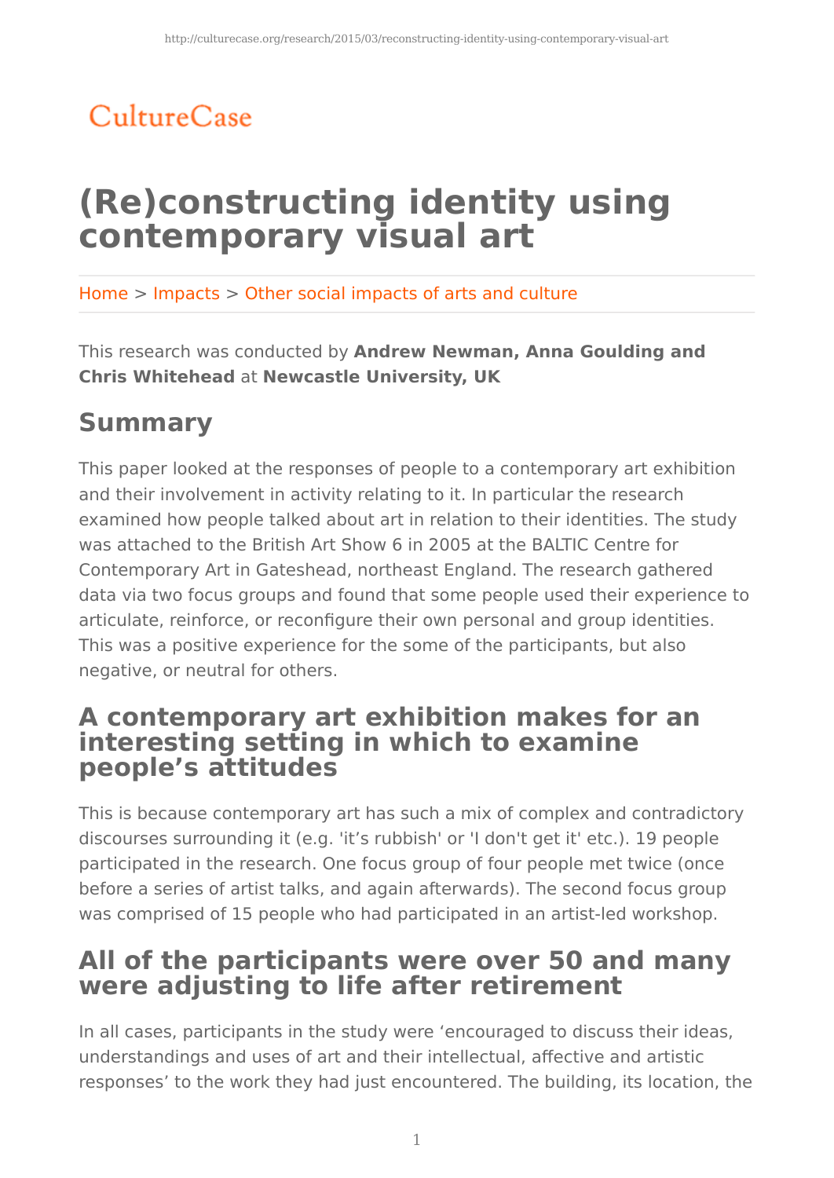CultureCase

# (Re)constructing identity using contemporary visual art

Home > Impacts > Other social impacts of arts and culture

This research was conducted by **Andrew Newman, Anna Goulding and Chris Whitehead** at **Newcastle University, UK**

## Summary

This paper looked at the responses of people to a contemporary art exhibition and their involvement in activity relating to it. In particular the research examined how people talked about art in relation to their identities. The study was attached to the British Art Show 6 in 2005 at the BALTIC Centre for Contemporary Art in Gateshead, northeast England. The research gathered data via two focus groups and found that some people used their experience to articulate, reinforce, or reconfigure their own personal and group identities. This was a positive experience for the some of the participants, but also negative, or neutral for others.

## A contemporary art exhibition makes for an interesting setting in which to examine people's attitudes

This is because contemporary art has such a mix of complex and contradictory discourses surrounding it (e.g. 'it's rubbish' or 'I don't get it' etc.). 19 people participated in the research. One focus group of four people met twice (once before a series of artist talks, and again afterwards). The second focus group was comprised of 15 people who had participated in an artist-led workshop.

## All of the participants were over 50 and many were adjusting to life after retirement

In all cases, participants in the study were 'encouraged to discuss their ideas, understandings and uses of art and their intellectual, affective and artistic responses' to the work they had just encountered. The building, its location, the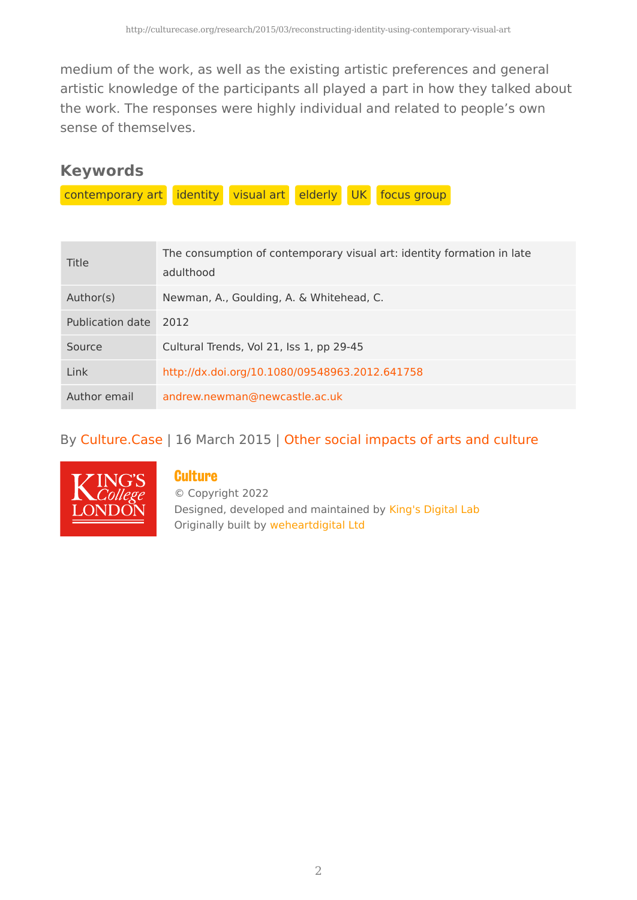medium of the work, as well as the existing artistic preferences and general artistic knowledge of the participants all played a part in how they talked about the work. The responses were highly individual and related to people's own sense of themselves.

## Keywords

contemporary art | identity | visual art | elderly | UK | focus group

| | |
|---|---|
| Title | The consumption of contemporary visual art: identity formation in late adulthood |
| Author(s) | Newman, A., Goulding, A. & Whitehead, C. |
| Publication date | 2012 |
| Source | Cultural Trends, Vol 21, Iss 1, pp 29-45 |
| Link | http://dx.doi.org/10.1080/09548963.2012.641758 |
| Author email | andrew.newman@newcastle.ac.uk |

By Culture.Case | 16 March 2015 | Other social impacts of arts and culture

KING'S College LONDON

**Culture**

© Copyright 2022

Designed, developed and maintained by King's Digital Lab

Originally built by weheartdigital Ltd